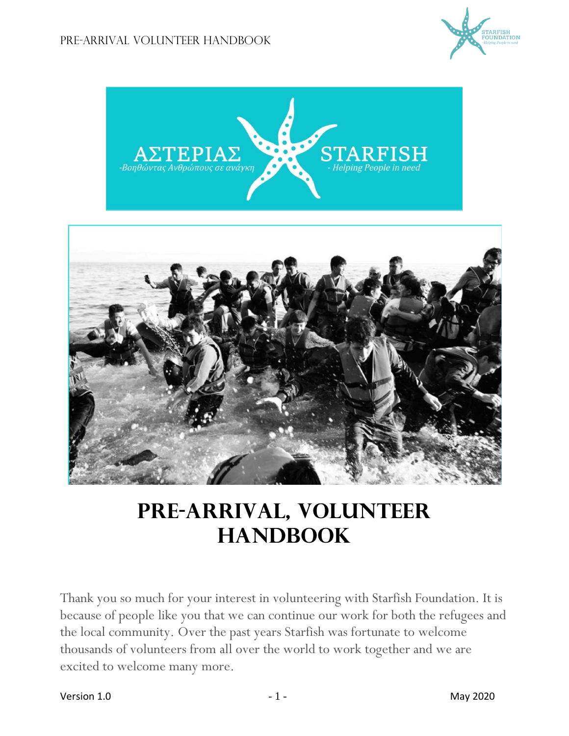# PRE-ARRIVAL, VOLUNTEER HANDBOOK

Thank you so much for your interest in volunteering with Starfish Foundation. It is because of people like you that we can continue our work for both the refugees and the local community. Over the past years Starfish was fortunate to welcome thousands of volunteers from all over the world to work together and we are excited to welcome many more.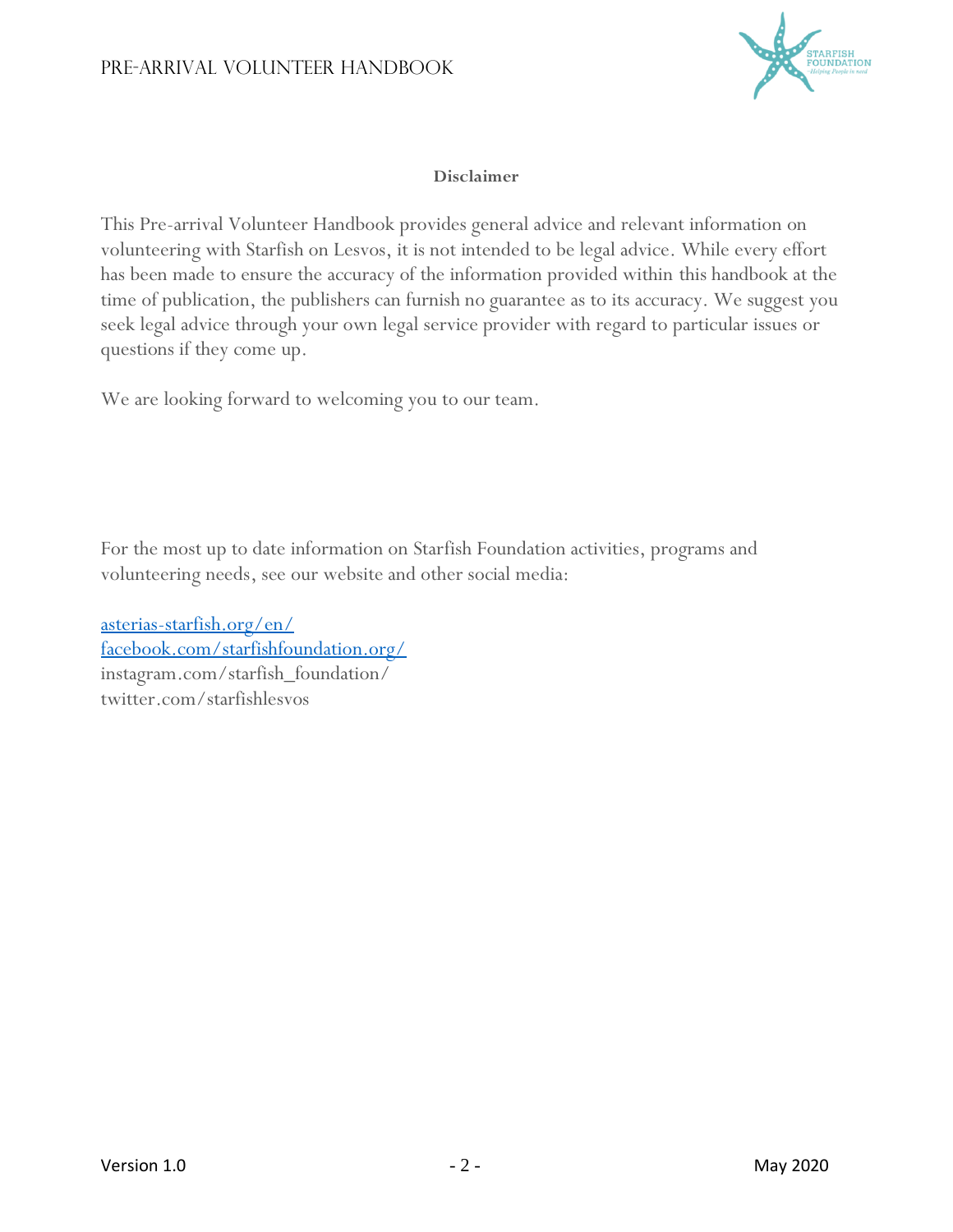**Disclaimer**

This Pre-arrival Volunteer Handbook provides general advice and relevant information on volunteering with Starfish on Lesvos, it is not intended to be legal advice. While every effort has been made to ensure the accuracy of the information provided within this handbook at the time of publication, the publishers can furnish no guarantee as to its accuracy. We suggest you seek legal advice through your own legal service provider with regard to particular issues or questions if they come up.

We are looking forward to welcoming you to our team.

For the most up to date information on Starfish Foundation activities, programs and volunteering needs, see our website and other social media:

asterias-starfish.org/en/
facebook.com/starfishfoundation.org/
instagram.com/starfish_foundation/
twitter.com/starfishlesvos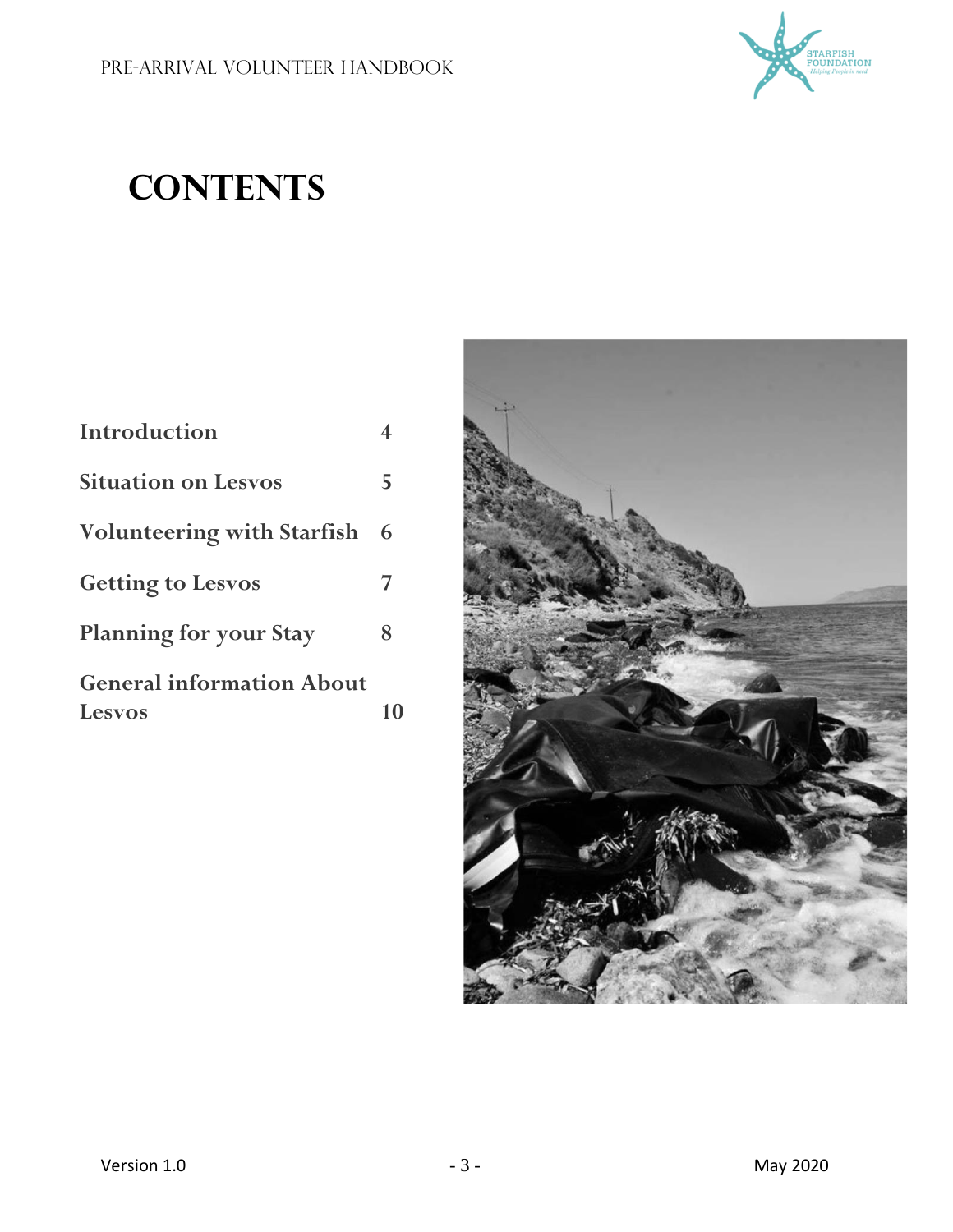# CONTENTS

| | |
|---|---|
| Introduction | 4 |
| Situation on Lesvos | 5 |
| Volunteering with Starfish | 6 |
| Getting to Lesvos | 7 |
| Planning for your Stay | 8 |
| General information About Lesvos | 10 |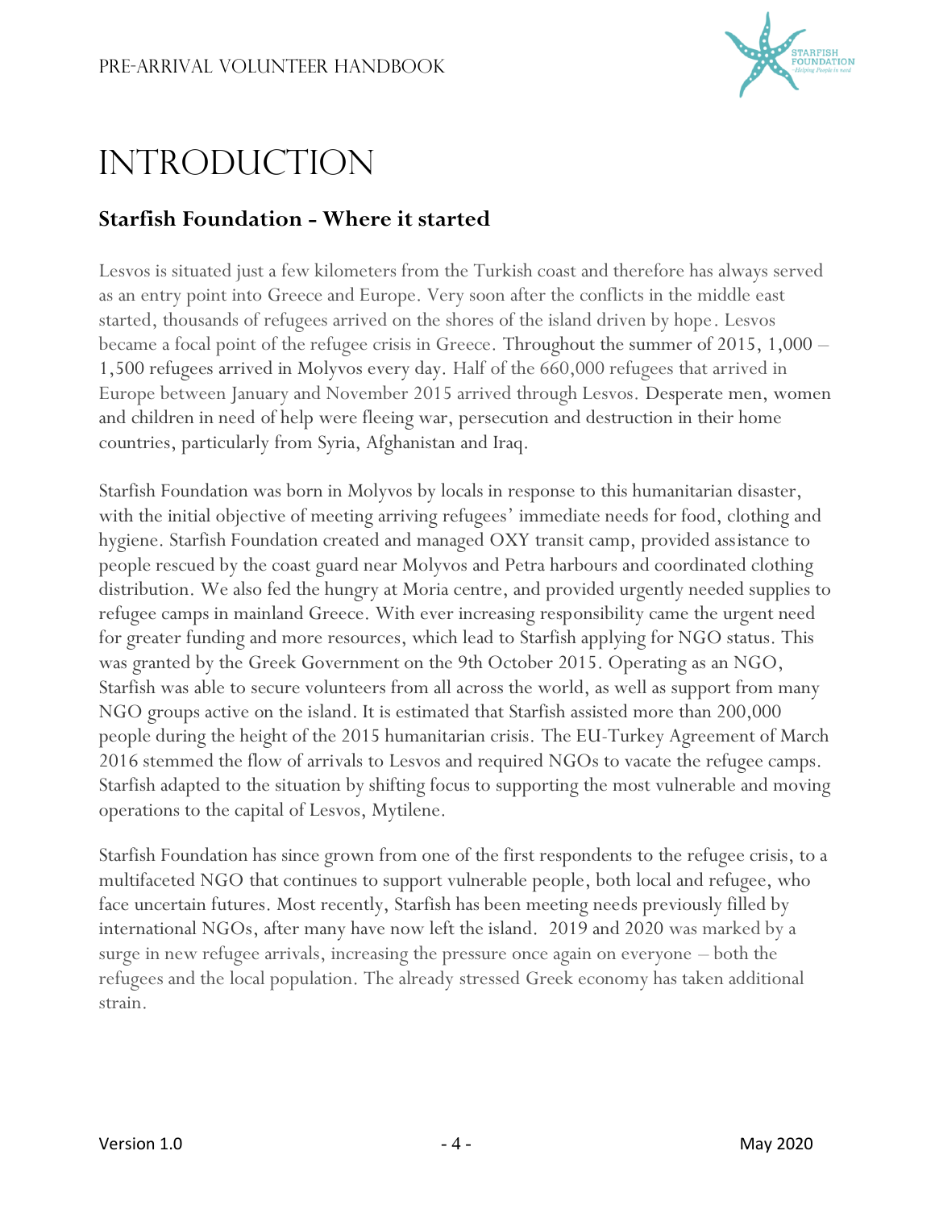# INTRODUCTION

## Starfish Foundation - Where it started

Lesvos is situated just a few kilometers from the Turkish coast and therefore has always served as an entry point into Greece and Europe. Very soon after the conflicts in the middle east started, thousands of refugees arrived on the shores of the island driven by hope. Lesvos became a focal point of the refugee crisis in Greece. Throughout the summer of 2015, 1,000 – 1,500 refugees arrived in Molyvos every day. Half of the 660,000 refugees that arrived in Europe between January and November 2015 arrived through Lesvos. Desperate men, women and children in need of help were fleeing war, persecution and destruction in their home countries, particularly from Syria, Afghanistan and Iraq.

Starfish Foundation was born in Molyvos by locals in response to this humanitarian disaster, with the initial objective of meeting arriving refugees' immediate needs for food, clothing and hygiene. Starfish Foundation created and managed OXY transit camp, provided assistance to people rescued by the coast guard near Molyvos and Petra harbours and coordinated clothing distribution. We also fed the hungry at Moria centre, and provided urgently needed supplies to refugee camps in mainland Greece. With ever increasing responsibility came the urgent need for greater funding and more resources, which lead to Starfish applying for NGO status. This was granted by the Greek Government on the 9th October 2015. Operating as an NGO, Starfish was able to secure volunteers from all across the world, as well as support from many NGO groups active on the island. It is estimated that Starfish assisted more than 200,000 people during the height of the 2015 humanitarian crisis. The EU-Turkey Agreement of March 2016 stemmed the flow of arrivals to Lesvos and required NGOs to vacate the refugee camps. Starfish adapted to the situation by shifting focus to supporting the most vulnerable and moving operations to the capital of Lesvos, Mytilene.

Starfish Foundation has since grown from one of the first respondents to the refugee crisis, to a multifaceted NGO that continues to support vulnerable people, both local and refugee, who face uncertain futures. Most recently, Starfish has been meeting needs previously filled by international NGOs, after many have now left the island. 2019 and 2020 was marked by a surge in new refugee arrivals, increasing the pressure once again on everyone – both the refugees and the local population. The already stressed Greek economy has taken additional strain.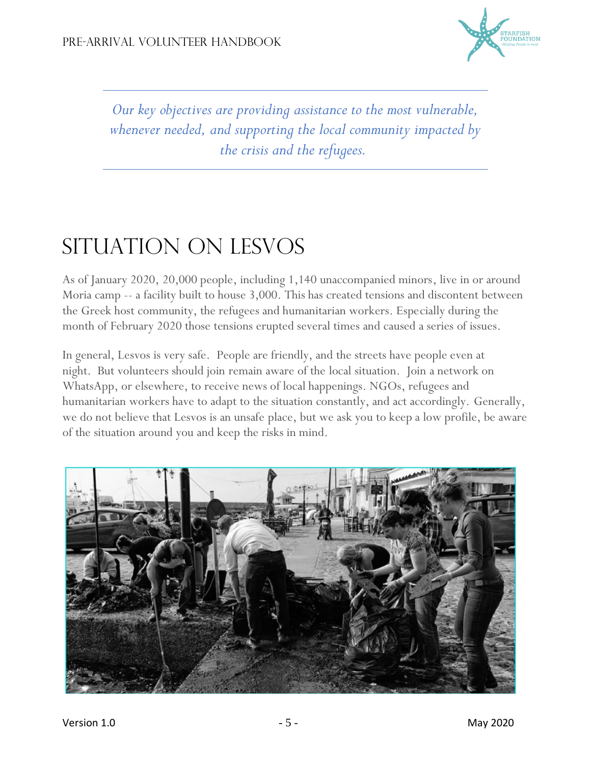*Our key objectives are providing assistance to the most vulnerable, whenever needed, and supporting the local community impacted by the crisis and the refugees.*

# Situation on Lesvos

As of January 2020, 20,000 people, including 1,140 unaccompanied minors, live in or around Moria camp -- a facility built to house 3,000. This has created tensions and discontent between the Greek host community, the refugees and humanitarian workers. Especially during the month of February 2020 those tensions erupted several times and caused a series of issues.

In general, Lesvos is very safe. People are friendly, and the streets have people even at night. But volunteers should join remain aware of the local situation. Join a network on WhatsApp, or elsewhere, to receive news of local happenings. NGOs, refugees and humanitarian workers have to adapt to the situation constantly, and act accordingly. Generally, we do not believe that Lesvos is an unsafe place, but we ask you to keep a low profile, be aware of the situation around you and keep the risks in mind.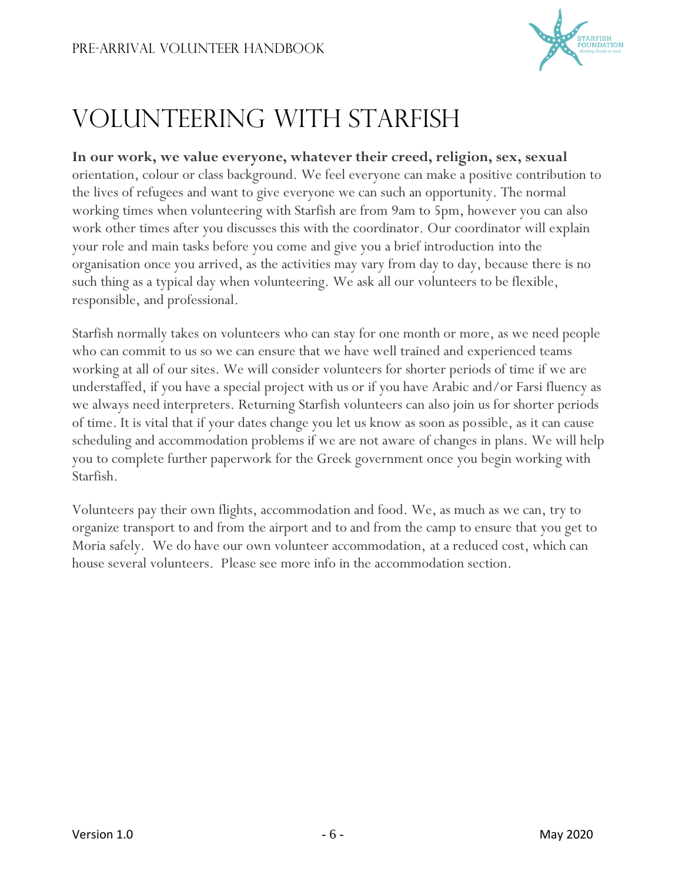# Volunteering with Starfish

**In our work, we value everyone, whatever their creed, religion, sex, sexual** orientation, colour or class background. We feel everyone can make a positive contribution to the lives of refugees and want to give everyone we can such an opportunity. The normal working times when volunteering with Starfish are from 9am to 5pm, however you can also work other times after you discusses this with the coordinator. Our coordinator will explain your role and main tasks before you come and give you a brief introduction into the organisation once you arrived, as the activities may vary from day to day, because there is no such thing as a typical day when volunteering. We ask all our volunteers to be flexible, responsible, and professional.

Starfish normally takes on volunteers who can stay for one month or more, as we need people who can commit to us so we can ensure that we have well trained and experienced teams working at all of our sites. We will consider volunteers for shorter periods of time if we are understaffed, if you have a special project with us or if you have Arabic and/or Farsi fluency as we always need interpreters. Returning Starfish volunteers can also join us for shorter periods of time. It is vital that if your dates change you let us know as soon as possible, as it can cause scheduling and accommodation problems if we are not aware of changes in plans. We will help you to complete further paperwork for the Greek government once you begin working with Starfish.

Volunteers pay their own flights, accommodation and food. We, as much as we can, try to organize transport to and from the airport and to and from the camp to ensure that you get to Moria safely. We do have our own volunteer accommodation, at a reduced cost, which can house several volunteers. Please see more info in the accommodation section.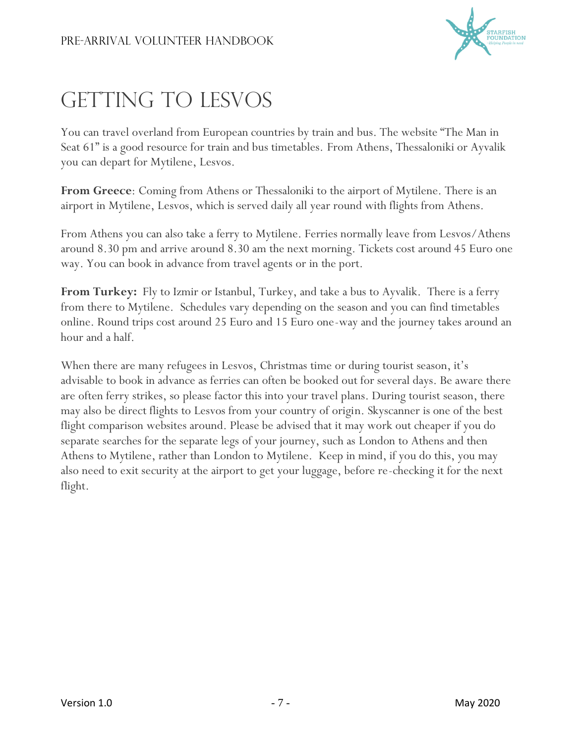# GETTING TO LESVOS

You can travel overland from European countries by train and bus. The website "The Man in Seat 61" is a good resource for train and bus timetables. From Athens, Thessaloniki or Ayvalik you can depart for Mytilene, Lesvos.

**From Greece**: Coming from Athens or Thessaloniki to the airport of Mytilene. There is an airport in Mytilene, Lesvos, which is served daily all year round with flights from Athens.

From Athens you can also take a ferry to Mytilene. Ferries normally leave from Lesvos/Athens around 8.30 pm and arrive around 8.30 am the next morning. Tickets cost around 45 Euro one way. You can book in advance from travel agents or in the port.

**From Turkey:** Fly to Izmir or Istanbul, Turkey, and take a bus to Ayvalik. There is a ferry from there to Mytilene. Schedules vary depending on the season and you can find timetables online. Round trips cost around 25 Euro and 15 Euro one-way and the journey takes around an hour and a half.

When there are many refugees in Lesvos, Christmas time or during tourist season, it's advisable to book in advance as ferries can often be booked out for several days. Be aware there are often ferry strikes, so please factor this into your travel plans. During tourist season, there may also be direct flights to Lesvos from your country of origin. Skyscanner is one of the best flight comparison websites around. Please be advised that it may work out cheaper if you do separate searches for the separate legs of your journey, such as London to Athens and then Athens to Mytilene, rather than London to Mytilene. Keep in mind, if you do this, you may also need to exit security at the airport to get your luggage, before re-checking it for the next flight.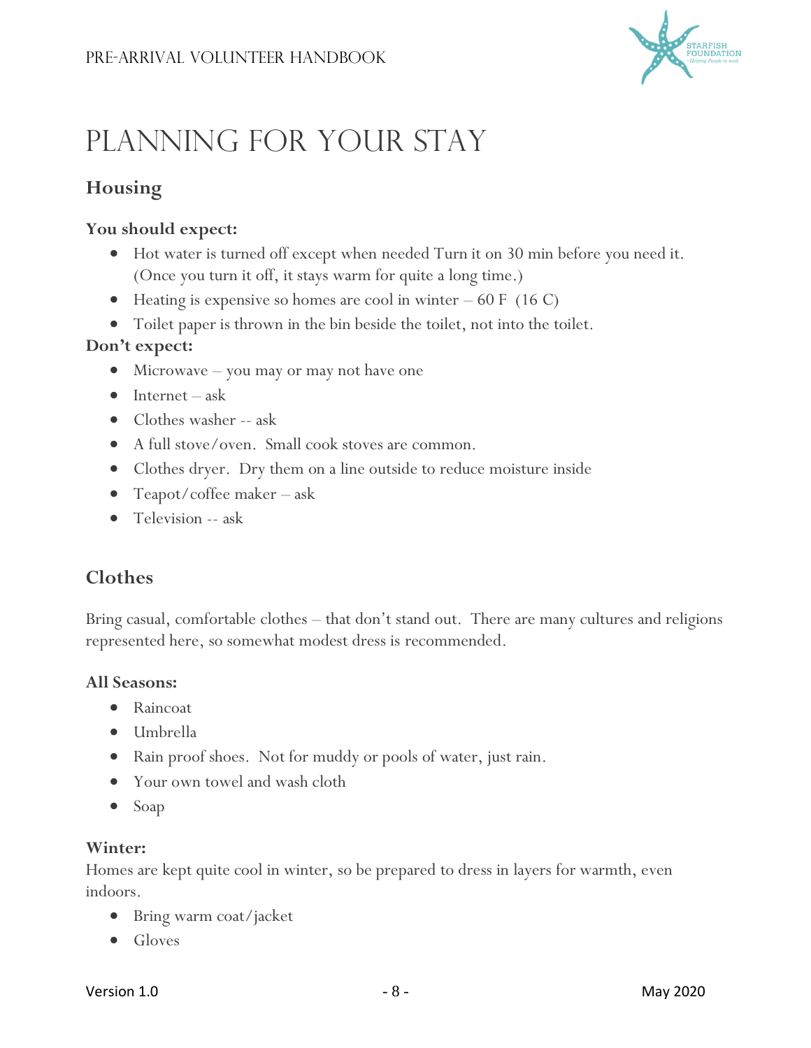# Planning for Your Stay

## Housing

**You should expect:**

- Hot water is turned off except when needed Turn it on 30 min before you need it. (Once you turn it off, it stays warm for quite a long time.)
- Heating is expensive so homes are cool in winter – 60 F  (16 C)
- Toilet paper is thrown in the bin beside the toilet, not into the toilet.

**Don't expect:**

- Microwave – you may or may not have one
- Internet – ask
- Clothes washer -- ask
- A full stove/oven.  Small cook stoves are common.
- Clothes dryer.  Dry them on a line outside to reduce moisture inside
- Teapot/coffee maker – ask
- Television -- ask

## Clothes

Bring casual, comfortable clothes – that don't stand out.  There are many cultures and religions represented here, so somewhat modest dress is recommended.

**All Seasons:**

- Raincoat
- Umbrella
- Rain proof shoes.  Not for muddy or pools of water, just rain.
- Your own towel and wash cloth
- Soap

**Winter:**

Homes are kept quite cool in winter, so be prepared to dress in layers for warmth, even indoors.

- Bring warm coat/jacket
- Gloves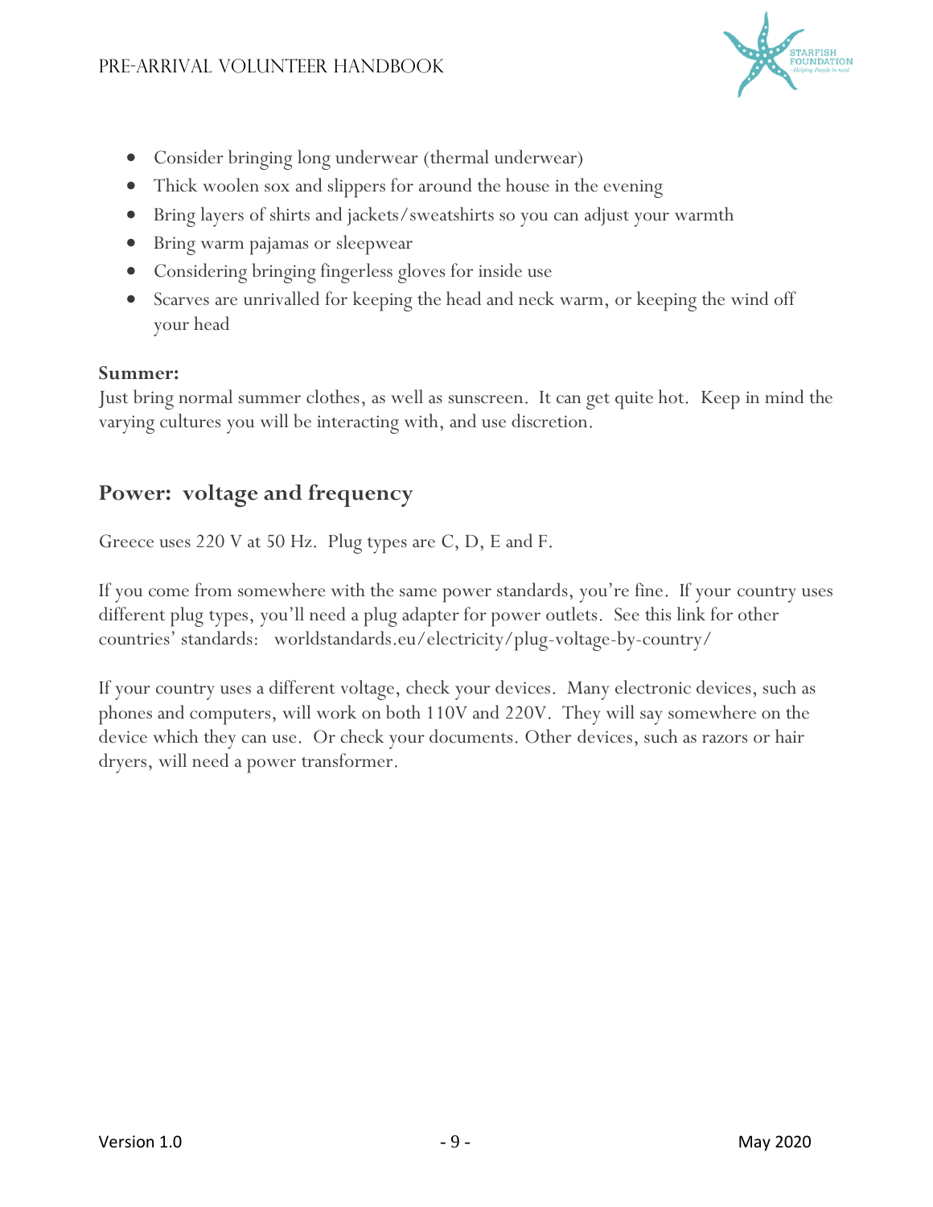- Consider bringing long underwear (thermal underwear)
- Thick woolen sox and slippers for around the house in the evening
- Bring layers of shirts and jackets/sweatshirts so you can adjust your warmth
- Bring warm pajamas or sleepwear
- Considering bringing fingerless gloves for inside use
- Scarves are unrivalled for keeping the head and neck warm, or keeping the wind off your head

**Summer:**
Just bring normal summer clothes, as well as sunscreen. It can get quite hot. Keep in mind the varying cultures you will be interacting with, and use discretion.

## Power: voltage and frequency

Greece uses 220 V at 50 Hz. Plug types are C, D, E and F.

If you come from somewhere with the same power standards, you're fine. If your country uses different plug types, you'll need a plug adapter for power outlets. See this link for other countries' standards: worldstandards.eu/electricity/plug-voltage-by-country/

If your country uses a different voltage, check your devices. Many electronic devices, such as phones and computers, will work on both 110V and 220V. They will say somewhere on the device which they can use. Or check your documents. Other devices, such as razors or hair dryers, will need a power transformer.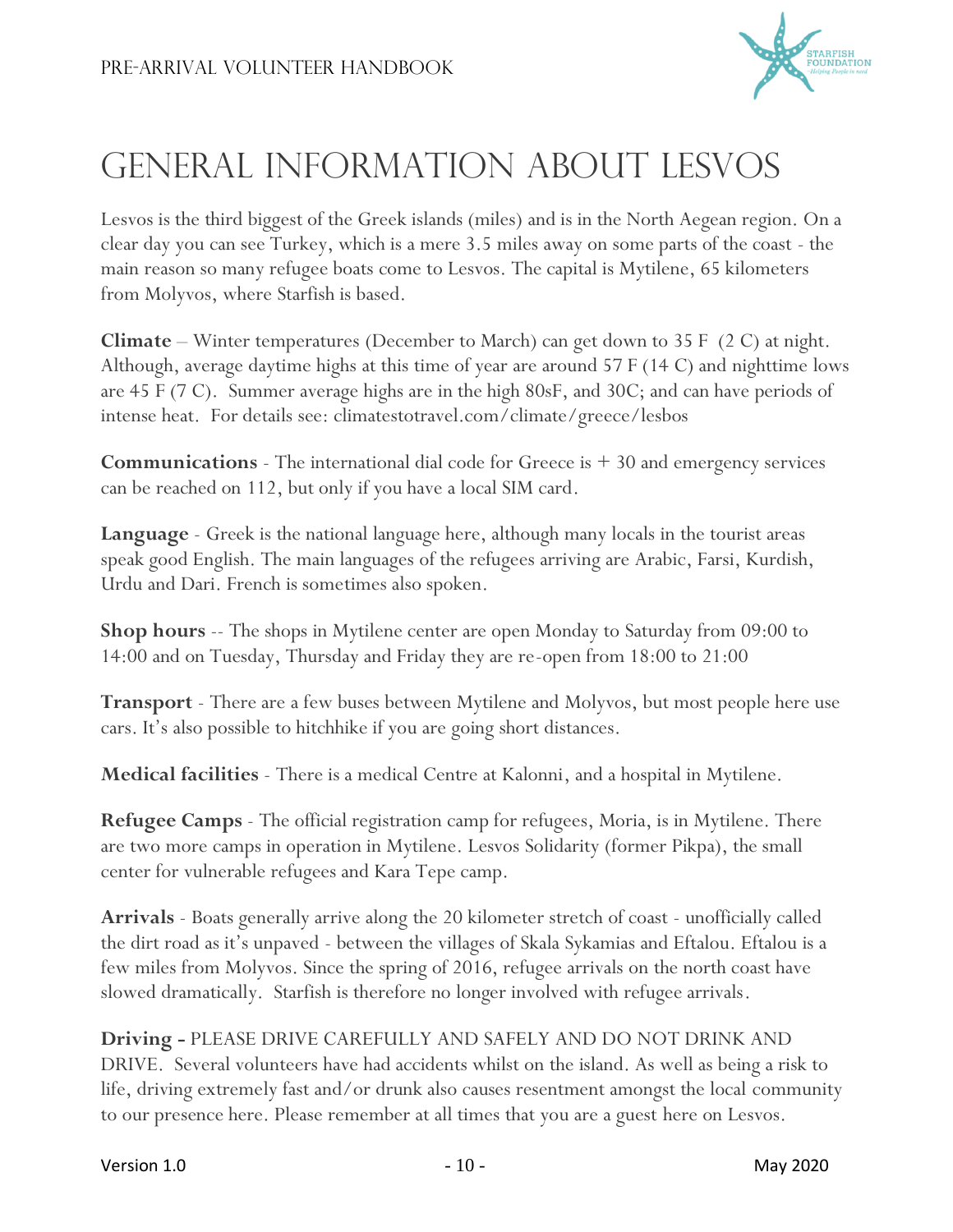# General Information about Lesvos

Lesvos is the third biggest of the Greek islands (miles) and is in the North Aegean region. On a clear day you can see Turkey, which is a mere 3.5 miles away on some parts of the coast - the main reason so many refugee boats come to Lesvos. The capital is Mytilene, 65 kilometers from Molyvos, where Starfish is based.

**Climate** – Winter temperatures (December to March) can get down to 35 F (2 C) at night. Although, average daytime highs at this time of year are around 57 F (14 C) and nighttime lows are 45 F (7 C). Summer average highs are in the high 80sF, and 30C; and can have periods of intense heat. For details see: climatestotravel.com/climate/greece/lesbos

**Communications** - The international dial code for Greece is + 30 and emergency services can be reached on 112, but only if you have a local SIM card.

**Language** - Greek is the national language here, although many locals in the tourist areas speak good English. The main languages of the refugees arriving are Arabic, Farsi, Kurdish, Urdu and Dari. French is sometimes also spoken.

**Shop hours** -- The shops in Mytilene center are open Monday to Saturday from 09:00 to 14:00 and on Tuesday, Thursday and Friday they are re-open from 18:00 to 21:00

**Transport** - There are a few buses between Mytilene and Molyvos, but most people here use cars. It's also possible to hitchhike if you are going short distances.

**Medical facilities** - There is a medical Centre at Kalonni, and a hospital in Mytilene.

**Refugee Camps** - The official registration camp for refugees, Moria, is in Mytilene. There are two more camps in operation in Mytilene. Lesvos Solidarity (former Pikpa), the small center for vulnerable refugees and Kara Tepe camp.

**Arrivals** - Boats generally arrive along the 20 kilometer stretch of coast - unofficially called the dirt road as it's unpaved - between the villages of Skala Sykamias and Eftalou. Eftalou is a few miles from Molyvos. Since the spring of 2016, refugee arrivals on the north coast have slowed dramatically. Starfish is therefore no longer involved with refugee arrivals.

**Driving -** PLEASE DRIVE CAREFULLY AND SAFELY AND DO NOT DRINK AND DRIVE. Several volunteers have had accidents whilst on the island. As well as being a risk to life, driving extremely fast and/or drunk also causes resentment amongst the local community to our presence here. Please remember at all times that you are a guest here on Lesvos.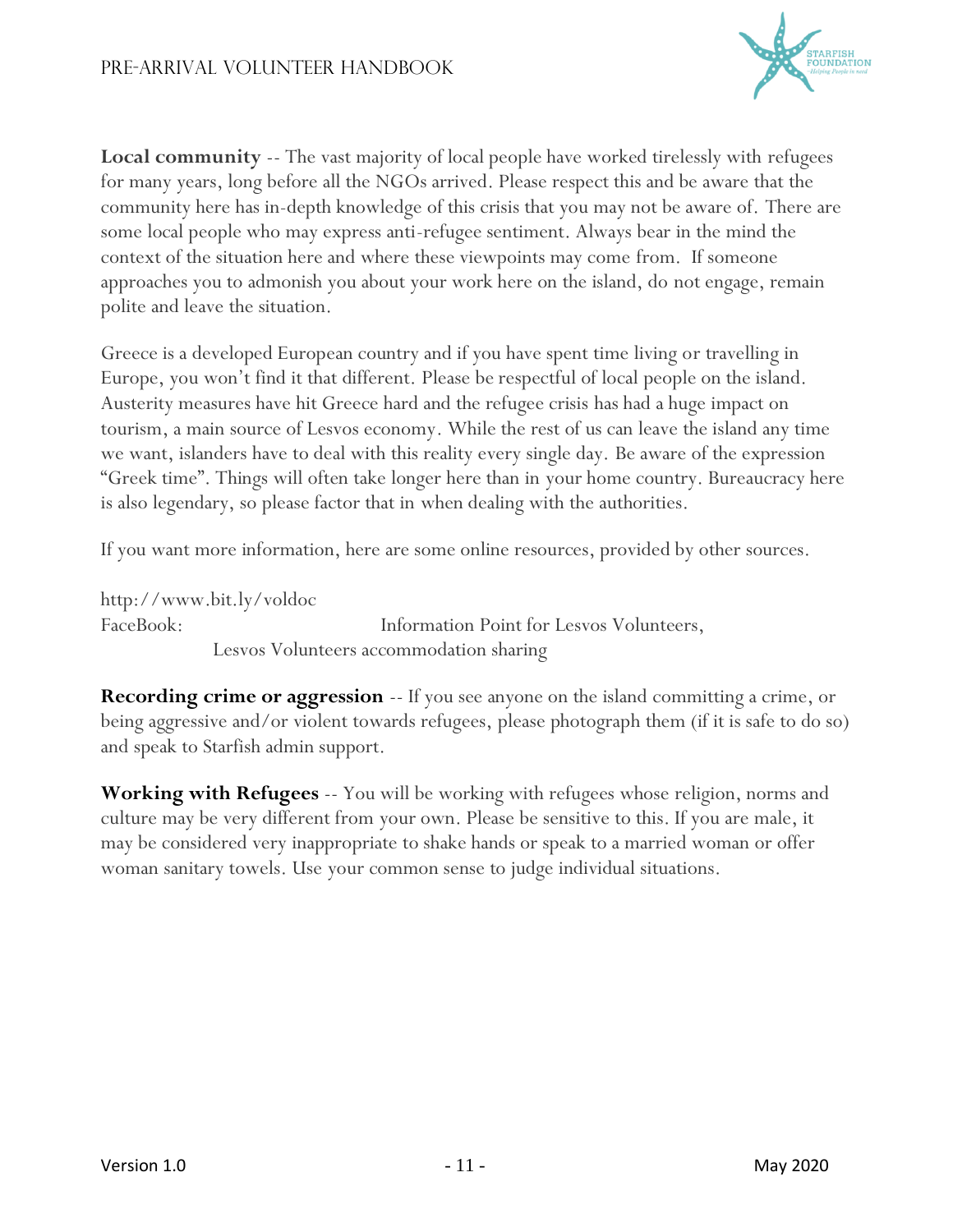**Local community** -- The vast majority of local people have worked tirelessly with refugees for many years, long before all the NGOs arrived. Please respect this and be aware that the community here has in-depth knowledge of this crisis that you may not be aware of. There are some local people who may express anti-refugee sentiment. Always bear in the mind the context of the situation here and where these viewpoints may come from. If someone approaches you to admonish you about your work here on the island, do not engage, remain polite and leave the situation.

Greece is a developed European country and if you have spent time living or travelling in Europe, you won't find it that different. Please be respectful of local people on the island. Austerity measures have hit Greece hard and the refugee crisis has had a huge impact on tourism, a main source of Lesvos economy. While the rest of us can leave the island any time we want, islanders have to deal with this reality every single day. Be aware of the expression "Greek time". Things will often take longer here than in your home country. Bureaucracy here is also legendary, so please factor that in when dealing with the authorities.

If you want more information, here are some online resources, provided by other sources.

http://www.bit.ly/voldoc
FaceBook: Information Point for Lesvos Volunteers,
Lesvos Volunteers accommodation sharing

**Recording crime or aggression** -- If you see anyone on the island committing a crime, or being aggressive and/or violent towards refugees, please photograph them (if it is safe to do so) and speak to Starfish admin support.

**Working with Refugees** -- You will be working with refugees whose religion, norms and culture may be very different from your own. Please be sensitive to this. If you are male, it may be considered very inappropriate to shake hands or speak to a married woman or offer woman sanitary towels. Use your common sense to judge individual situations.